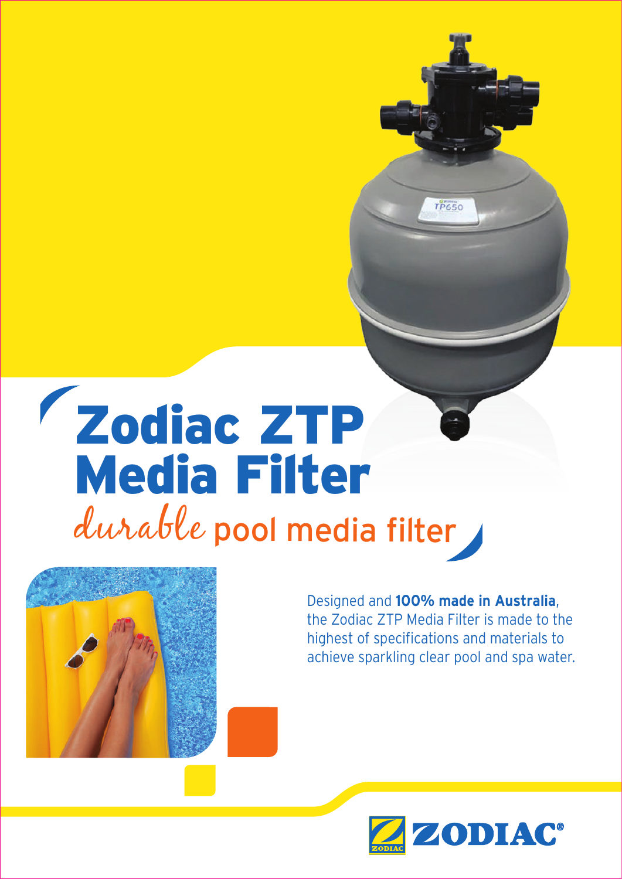# Zodiac ZTP Media Filter

## *durable* pool media filter

Designed and **100% made in Australia**, the Zodiac ZTP Media Filter is made to the highest of specifications and materials to achieve sparkling clear pool and spa water.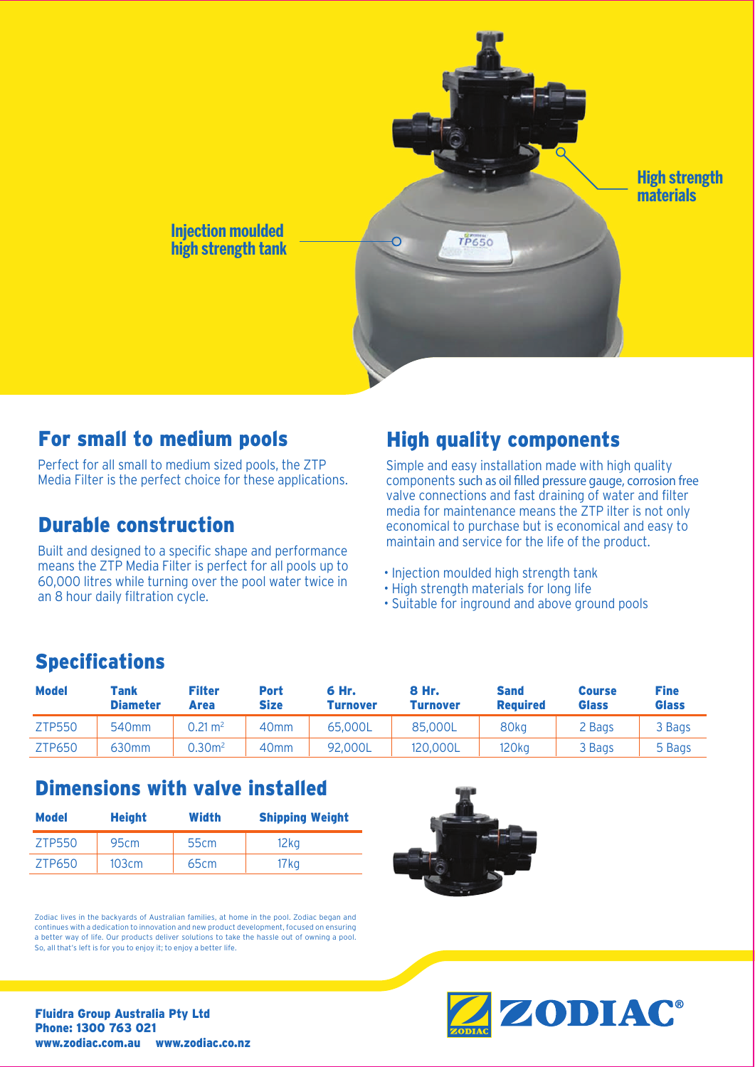Injection moulded high strength tank

High strength materials

## For small to medium pools

Perfect for all small to medium sized pools, the ZTP Media Filter is the perfect choice for these applications.

## Durable construction

Built and designed to a specific shape and performance means the ZTP Media Filter is perfect for all pools up to 60,000 litres while turning over the pool water twice in an 8 hour daily filtration cycle.

## High quality components

Simple and easy installation made with high quality components such as oil filled pressure gauge, corrosion free valve connections and fast draining of water and filter media for maintenance means the ZTP ilter is not only economical to purchase but is economical and easy to maintain and service for the life of the product.

- Injection moulded high strength tank
- High strength materials for long life
- Suitable for inground and above ground pools

## Specifications

| Model | Tank Diameter | Filter Area | Port Size | 6 Hr. Turnover | 8 Hr. Turnover | Sand Required | Course Glass | Fine Glass |
|---|---|---|---|---|---|---|---|---|
| ZTP550 | 540mm | 0.21 $m^2$ | 40mm | 65,000L | 85,000L | 80kg | 2 Bags | 3 Bags |
| ZTP650 | 630mm | 0.30$m^2$ | 40mm | 92,000L | 120,000L | 120kg | 3 Bags | 5 Bags |

## Dimensions with valve installed

| Model | Height | Width | Shipping Weight |
|---|---|---|---|
| ZTP550 | 95cm | 55cm | 12kg |
| ZTP650 | 103cm | 65cm | 17kg |

Zodiac lives in the backyards of Australian families, at home in the pool. Zodiac began and continues with a dedication to innovation and new product development, focused on ensuring a better way of life. Our products deliver solutions to take the hassle out of owning a pool. So, all that's left is for you to enjoy it; to enjoy a better life.

**Fluidra Group Australia Pty Ltd**
**Phone: 1300 763 021**
**www.zodiac.com.au www.zodiac.co.nz**

ZODIAC®